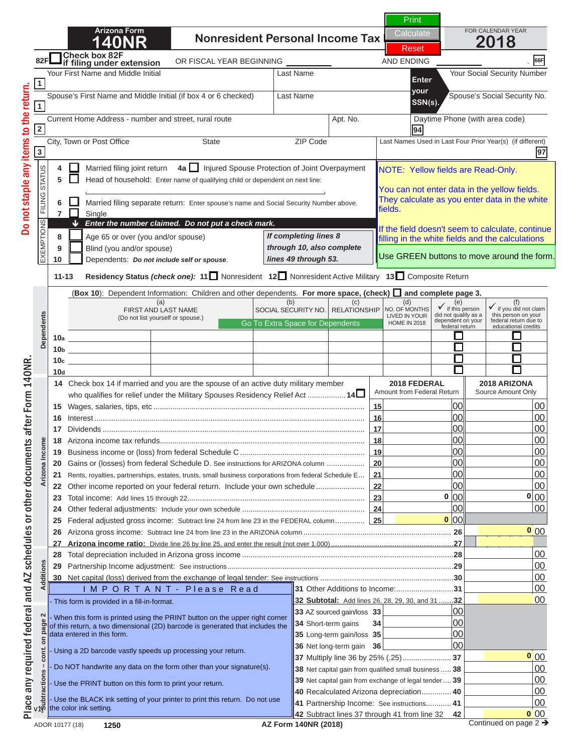# Arizona Form 140NR

## Nonresident Personal Income Tax

Print | Calculate | Reset

FOR CALENDAR YEAR **2018**

82F ☐ **Check box 82F if filing under extension** OR FISCAL YEAR BEGINNING ______ AND ENDING ______ . 66F

| | | | |
|---|---|---|---|
| 1 | Your First Name and Middle Initial | Last Name | **Enter your SSN(s).** Your Social Security Number |
| 1 | Spouse's First Name and Middle Initial (if box 4 or 6 checked) | Last Name | Spouse's Social Security No. |
| 2 | Current Home Address - number and street, rural route | Apt. No. | Daytime Phone (with area code) 94 |
| 3 | City, Town or Post Office / State / ZIP Code | | Last Names Used in Last Four Prior Year(s) (if different) 97 |

Do not staple any items to the return.

**FILING STATUS**

4 ☐ Married filing joint return 4a ☐ Injured Spouse Protection of Joint Overpayment
5 ☐ Head of household: Enter name of qualifying child or dependent on next line:
6 ☐ Married filing separate return: Enter spouse's name and Social Security Number above.
7 ☐ Single

NOTE: Yellow fields are Read-Only.

You can not enter data in the yellow fields. They calculate as you enter data in the white fields.

If the field doesn't seem to calculate, continue filling in the white fields and the calculations

Use GREEN buttons to move around the form.

**EXEMPTIONS** — *Enter the number claimed. Do not put a check mark.*

8 ☐ Age 65 or over (you and/or spouse)
9 ☐ Blind (you and/or spouse)
10 ☐ Dependents: *Do not include self or spouse.*

*If completing lines 8 through 10, also complete lines 49 through 53.*

11-13 **Residency Status** *(check one)*: 11 ☐ Nonresident 12 ☐ Nonresident Active Military 13 ☐ Composite Return

**Dependents**

(Box 10): Dependent Information: Children and other dependents. **For more space, (check) ☐ and complete page 3.**

Go To Extra Space for Dependents

| | (a) FIRST AND LAST NAME (Do not list yourself or spouse.) | | (b) SOCIAL SECURITY NO. | (c) RELATIONSHIP | (d) NO. OF MONTHS LIVED IN YOUR HOME IN 2018 | (e) ✓ if this person did not qualify as a dependent on your federal return | (f) ✓ if you did not claim this person on your federal return due to educational credits |
|---|---|---|---|---|---|---|---|
| 10a | | | | | | ☐ | ☐ |
| 10b | | | | | | ☐ | ☐ |
| 10c | | | | | | ☐ | ☐ |
| 10d | | | | | | ☐ | ☐ |

**Arizona Income**

| Line | Description | | 2018 FEDERAL Amount from Federal Return | 2018 ARIZONA Source Amount Only |
|---|---|---|---|---|
| 14 | Check box 14 if married and you are the spouse of an active duty military member who qualifies for relief under the Military Spouses Residency Relief Act ..... 14 ☐ | | | |
| 15 | Wages, salaries, tips, etc | 15 | 00 | 00 |
| 16 | Interest | 16 | 00 | 00 |
| 17 | Dividends | 17 | 00 | 00 |
| 18 | Arizona income tax refunds | 18 | 00 | 00 |
| 19 | Business income or (loss) from federal Schedule C | 19 | 00 | 00 |
| 20 | Gains or (losses) from federal Schedule D. See instructions for ARIZONA column | 20 | 00 | 00 |
| 21 | Rents, royalties, partnerships, estates, trusts, small business corporations from federal Schedule E | 21 | 00 | 00 |
| 22 | Other income reported on your federal return. Include your own schedule | 22 | 00 | 00 |
| 23 | Total income: Add lines 15 through 22 | 23 | 0 00 | 0 00 |
| 24 | Other federal adjustments: Include your own schedule | 24 | 00 | 00 |
| 25 | Federal adjusted gross income: Subtract line 24 from line 23 in the FEDERAL column | 25 | 0 00 | |
| 26 | Arizona gross income: Subtract line 24 from line 23 in the ARIZONA column | 26 | | 0 00 |
| 27 | **Arizona income ratio:** Divide line 26 by line 25, and enter the result (not over 1.000) | 27 | | |

**Additions**

| Line | Description | | Amount |
|---|---|---|---|
| 28 | Total depreciation included in Arizona gross income | 28 | 00 |
| 29 | Partnership Income adjustment: See instructions | 29 | 00 |
| 30 | Net capital (loss) derived from the exchange of legal tender: See instructions | 30 | 00 |
| 31 | Other Additions to Income: | 31 | 00 |
| 32 | **Subtotal:** Add lines 26, 28, 29, 30, and 31 | 32 | 00 |

**Subtractions – cont. on page 2**

| Line | Description | | | | Amount |
|---|---|---|---|---|---|
| 33 | AZ sourced gain/loss | 33 | 00 | | |
| 34 | Short-term gains | 34 | 00 | | |
| 35 | Long-term gain/loss | 35 | 00 | | |
| 36 | Net long-term gain | 36 | 00 | | |
| 37 | Multiply line 36 by 25% (.25) | | | 37 | 0 00 |
| 38 | Net capital gain from qualified small business | | | 38 | 00 |
| 39 | Net capital gain from exchange of legal tender | | | 39 | 00 |
| 40 | Recalculated Arizona depreciation | | | 40 | 00 |
| 41 | Partnership Income: See instructions | | | 41 | 00 |
| 42 | Subtract lines 37 through 41 from line 32 | | | 42 | 0 00 |

**I M P O R T A N T - Please Read**

- This form is provided in a fill-in-format.
- When this form is printed using the PRINT button on the upper right corner of this return, a two dimensional (2D) barcode is generated that includes the data entered in this form.
- Using a 2D barcode vastly speeds up processing your return.
- Do NOT handwrite any data on the form other than your signature(s).
- Use the PRINT button on this form to print your return.
- Use the BLACK ink setting of your printer to print this return. Do not use the color ink setting.

Place any required federal and AZ schedules or other documents after Form 140NR.

v19 ADOR 10177 (18) 1250 AZ Form 140NR (2018) Continued on page 2 ➔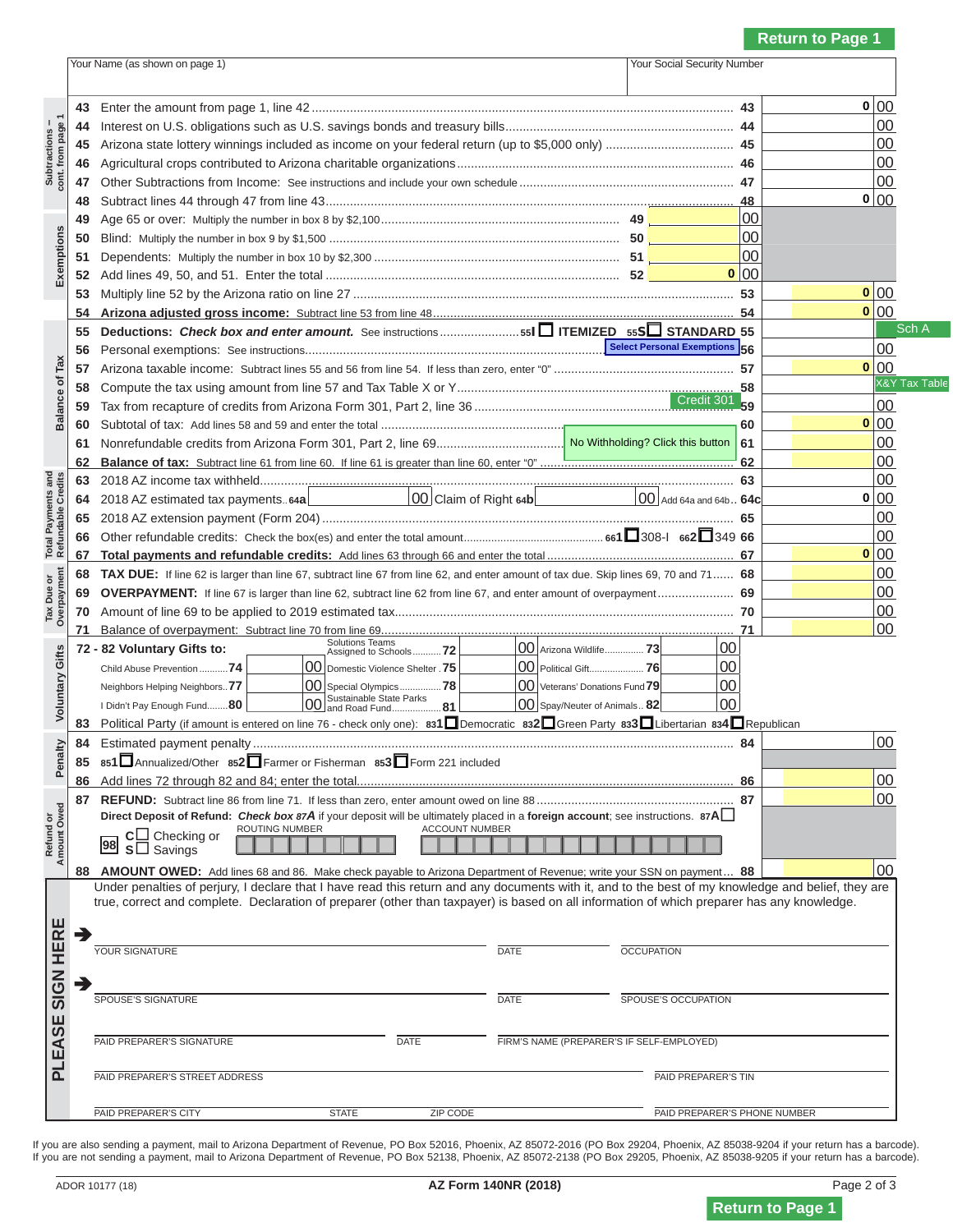Return to Page 1

| Your Name (as shown on page 1) | Your Social Security Number |
|---|---|
| | |

**Subtractions – cont. from page 1**

| Line | Description | | Amount |
|---|---|---|---|
| 43 | Enter the amount from page 1, line 42 | 43 | 0 00 |
| 44 | Interest on U.S. obligations such as U.S. savings bonds and treasury bills | 44 | 00 |
| 45 | Arizona state lottery winnings included as income on your federal return (up to $5,000 only) | 45 | 00 |
| 46 | Agricultural crops contributed to Arizona charitable organizations | 46 | 00 |
| 47 | Other Subtractions from Income: See instructions and include your own schedule | 47 | 00 |
| 48 | Subtract lines 44 through 47 from line 43 | 48 | 0 00 |

**Exemptions**

| Line | Description | | Amount |
|---|---|---|---|
| 49 | Age 65 or over: Multiply the number in box 8 by $2,100 | 49 | 00 |
| 50 | Blind: Multiply the number in box 9 by $1,500 | 50 | 00 |
| 51 | Dependents: Multiply the number in box 10 by $2,300 | 51 | 00 |
| 52 | Add lines 49, 50, and 51. Enter the total | 52 | 0 00 |
| 53 | Multiply line 52 by the Arizona ratio on line 27 | 53 | 0 00 |
| 54 | **Arizona adjusted gross income:** Subtract line 53 from line 48 | 54 | 0 00 |

**Balance of Tax**

| Line | Description | | Amount |
|---|---|---|---|
| 55 | **Deductions:** ***Check box and enter amount.*** See instructions 55I ☐ ITEMIZED 55S ☐ STANDARD | 55 | Sch A |
| 56 | Personal exemptions: See instructions (Select Personal Exemptions) | 56 | 00 |
| 57 | Arizona taxable income: Subtract lines 55 and 56 from line 54. If less than zero, enter "0" | 57 | 0 00 |
| 58 | Compute the tax using amount from line 57 and Tax Table X or Y | 58 | X&Y Tax Table |
| 59 | Tax from recapture of credits from Arizona Form 301, Part 2, line 36 (Credit 301) | 59 | 00 |
| 60 | Subtotal of tax: Add lines 58 and 59 and enter the total | 60 | 0 00 |
| 61 | Nonrefundable credits from Arizona Form 301, Part 2, line 69 (No Withholding? Click this button) | 61 | 00 |
| 62 | **Balance of tax:** Subtract line 61 from line 60. If line 61 is greater than line 60, enter "0" | 62 | 00 |

**Total Payments and Refundable Credits**

| Line | Description | | Amount |
|---|---|---|---|
| 63 | 2018 AZ income tax withheld | 63 | 00 |
| 64 | 2018 AZ estimated tax payments 64a [ 00 ] Claim of Right 64b [ 00 ] Add 64a and 64b | 64c | 0 00 |
| 65 | 2018 AZ extension payment (Form 204) | 65 | 00 |
| 66 | Other refundable credits: Check the box(es) and enter the total amount 661 ☐ 308-I 662 ☐ 349 | 66 | 00 |
| 67 | **Total payments and refundable credits:** Add lines 63 through 66 and enter the total | 67 | 0 00 |

**Tax Due or Overpayment**

| Line | Description | | Amount |
|---|---|---|---|
| 68 | **TAX DUE:** If line 62 is larger than line 67, subtract line 67 from line 62, and enter amount of tax due. Skip lines 69, 70 and 71 | 68 | 00 |
| 69 | **OVERPAYMENT:** If line 67 is larger than line 62, subtract line 62 from line 67, and enter amount of overpayment | 69 | 00 |
| 70 | Amount of line 69 to be applied to 2019 estimated tax | 70 | 00 |
| 71 | Balance of overpayment: Subtract line 70 from line 69 | 71 | 00 |

**Voluntary Gifts**

**72 - 82 Voluntary Gifts to:**

| | | | | | |
|---|---|---|---|---|---|
| Solutions Teams Assigned to Schools 72 | 00 | Arizona Wildlife 73 | 00 | | |
| Child Abuse Prevention 74 | 00 | Domestic Violence Shelter 75 | 00 | Political Gift 76 | 00 |
| Neighbors Helping Neighbors 77 | 00 | Special Olympics 78 | 00 | Veterans' Donations Fund 79 | 00 |
| I Didn't Pay Enough Fund 80 | 00 | Sustainable State Parks and Road Fund 81 | 00 | Spay/Neuter of Animals 82 | 00 |

83 Political Party (if amount is entered on line 76 - check only one): 831 ☐ Democratic 832 ☐ Green Party 833 ☐ Libertarian 834 ☐ Republican

**Penalty**

| Line | Description | | Amount |
|---|---|---|---|
| 84 | Estimated payment penalty | 84 | 00 |
| 85 | 851 ☐ Annualized/Other 852 ☐ Farmer or Fisherman 853 ☐ Form 221 included | | |
| 86 | Add lines 72 through 82 and 84; enter the total | 86 | 00 |

**Refund or Amount Owed**

| Line | Description | | Amount |
|---|---|---|---|
| 87 | **REFUND:** Subtract line 86 from line 71. If less than zero, enter amount owed on line 88 | 87 | 00 |

**Direct Deposit of Refund:** ***Check box 87A*** if your deposit will be ultimately placed in a **foreign account**; see instructions. 87A ☐

98 C ☐ Checking or S ☐ Savings — ROUTING NUMBER — ACCOUNT NUMBER

| Line | Description | | Amount |
|---|---|---|---|
| 88 | **AMOUNT OWED:** Add lines 68 and 86. Make check payable to Arizona Department of Revenue; write your SSN on payment | 88 | 00 |

**PLEASE SIGN HERE**

Under penalties of perjury, I declare that I have read this return and any documents with it, and to the best of my knowledge and belief, they are true, correct and complete. Declaration of preparer (other than taxpayer) is based on all information of which preparer has any knowledge.

➔ YOUR SIGNATURE — DATE — OCCUPATION

➔ SPOUSE'S SIGNATURE — DATE — SPOUSE'S OCCUPATION

PAID PREPARER'S SIGNATURE — DATE — FIRM'S NAME (PREPARER'S IF SELF-EMPLOYED)

PAID PREPARER'S STREET ADDRESS — PAID PREPARER'S TIN

PAID PREPARER'S CITY — STATE — ZIP CODE — PAID PREPARER'S PHONE NUMBER

If you are also sending a payment, mail to Arizona Department of Revenue, PO Box 52016, Phoenix, AZ 85072-2016 (PO Box 29204, Phoenix, AZ 85038-9204 if your return has a barcode).
If you are not sending a payment, mail to Arizona Department of Revenue, PO Box 52138, Phoenix, AZ 85072-2138 (PO Box 29205, Phoenix, AZ 85038-9205 if your return has a barcode).

ADOR 10177 (18) — AZ Form 140NR (2018)

Return to Page 1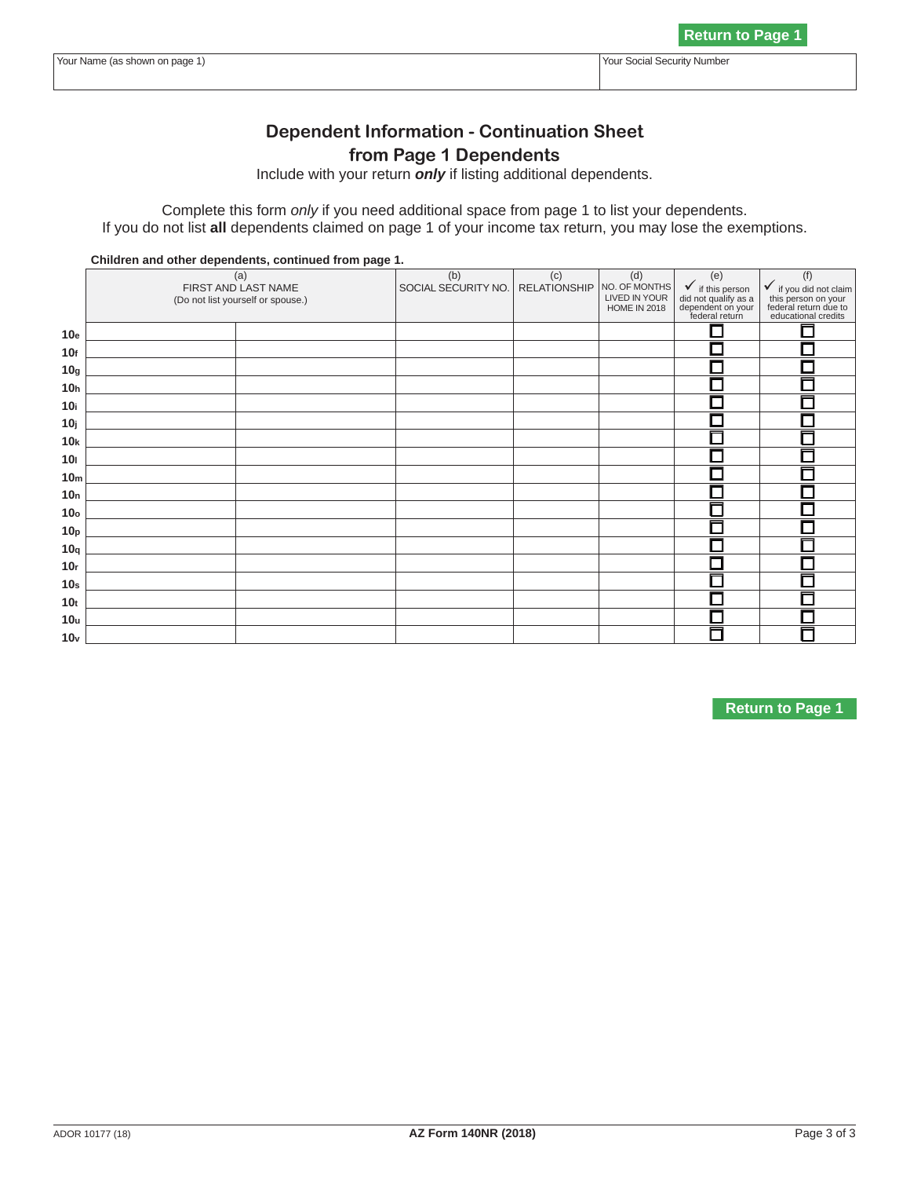Return to Page 1

| Your Name (as shown on page 1) | Your Social Security Number |
|---|---|
| | |

# Dependent Information - Continuation Sheet from Page 1 Dependents

Include with your return ***only*** if listing additional dependents.

Complete this form *only* if you need additional space from page 1 to list your dependents.
If you do not list **all** dependents claimed on page 1 of your income tax return, you may lose the exemptions.

**Children and other dependents, continued from page 1.**

| | (a) FIRST AND LAST NAME (Do not list yourself or spouse.) | | (b) SOCIAL SECURITY NO. | (c) RELATIONSHIP | (d) NO. OF MONTHS LIVED IN YOUR HOME IN 2018 | (e) ✓ if this person did not qualify as a dependent on your federal return | (f) ✓ if you did not claim this person on your federal return due to educational credits |
|---|---|---|---|---|---|---|---|
| **10e** | | | | | | ☐ | ☐ |
| **10f** | | | | | | ☐ | ☐ |
| **10g** | | | | | | ☐ | ☐ |
| **10h** | | | | | | ☐ | ☐ |
| **10i** | | | | | | ☐ | ☐ |
| **10j** | | | | | | ☐ | ☐ |
| **10k** | | | | | | ☐ | ☐ |
| **10l** | | | | | | ☐ | ☐ |
| **10m** | | | | | | ☐ | ☐ |
| **10n** | | | | | | ☐ | ☐ |
| **10o** | | | | | | ☐ | ☐ |
| **10p** | | | | | | ☐ | ☐ |
| **10q** | | | | | | ☐ | ☐ |
| **10r** | | | | | | ☐ | ☐ |
| **10s** | | | | | | ☐ | ☐ |
| **10t** | | | | | | ☐ | ☐ |
| **10u** | | | | | | ☐ | ☐ |
| **10v** | | | | | | ☐ | ☐ |

Return to Page 1

ADOR 10177 (18) **AZ Form 140NR (2018)**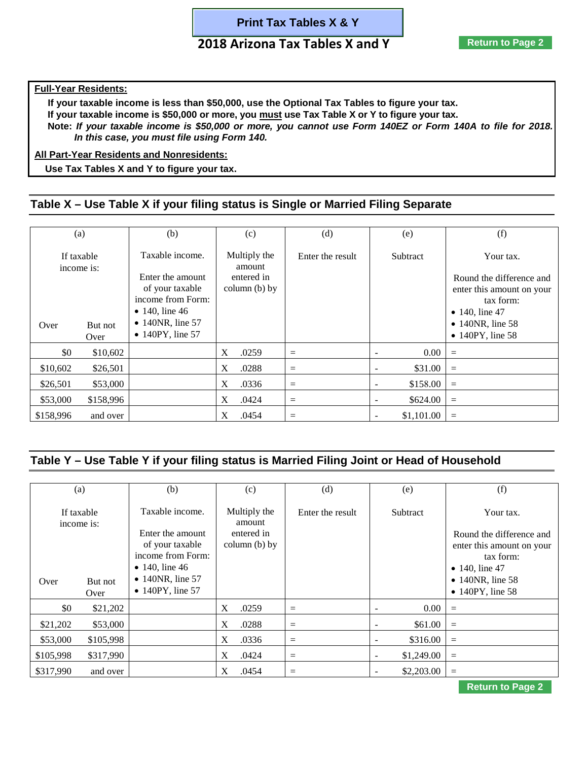Print Tax Tables X & Y

# 2018 Arizona Tax Tables X and Y

Return to Page 2

**Full-Year Residents:**

**If your taxable income is less than $50,000, use the Optional Tax Tables to figure your tax.**
**If your taxable income is $50,000 or more, you must use Tax Table X or Y to figure your tax.**
**Note:** ***If your taxable income is $50,000 or more, you cannot use Form 140EZ or Form 140A to file for 2018. In this case, you must file using Form 140.***

**All Part-Year Residents and Nonresidents:**

**Use Tax Tables X and Y to figure your tax.**

## Table X – Use Table X if your filing status is Single or Married Filing Separate

| (a) If taxable income is: Over | But not Over | (b) Taxable income. Enter the amount of your taxable income from Form: • 140, line 46 • 140NR, line 57 • 140PY, line 57 | (c) Multiply the amount entered in column (b) by | (d) Enter the result | (e) Subtract | (f) Your tax. Round the difference and enter this amount on your tax form: • 140, line 47 • 140NR, line 58 • 140PY, line 58 |
|---|---|---|---|---|---|---|
| $0 | $10,602 | | X .0259 | = | - 0.00 | = |
| $10,602 | $26,501 | | X .0288 | = | - $31.00 | = |
| $26,501 | $53,000 | | X .0336 | = | - $158.00 | = |
| $53,000 | $158,996 | | X .0424 | = | - $624.00 | = |
| $158,996 | and over | | X .0454 | = | - $1,101.00 | = |

## Table Y – Use Table Y if your filing status is Married Filing Joint or Head of Household

| (a) If taxable income is: Over | But not Over | (b) Taxable income. Enter the amount of your taxable income from Form: • 140, line 46 • 140NR, line 57 • 140PY, line 57 | (c) Multiply the amount entered in column (b) by | (d) Enter the result | (e) Subtract | (f) Your tax. Round the difference and enter this amount on your tax form: • 140, line 47 • 140NR, line 58 • 140PY, line 58 |
|---|---|---|---|---|---|---|
| $0 | $21,202 | | X .0259 | = | - 0.00 | = |
| $21,202 | $53,000 | | X .0288 | = | - $61.00 | = |
| $53,000 | $105,998 | | X .0336 | = | - $316.00 | = |
| $105,998 | $317,990 | | X .0424 | = | - $1,249.00 | = |
| $317,990 | and over | | X .0454 | = | - $2,203.00 | = |

Return to Page 2